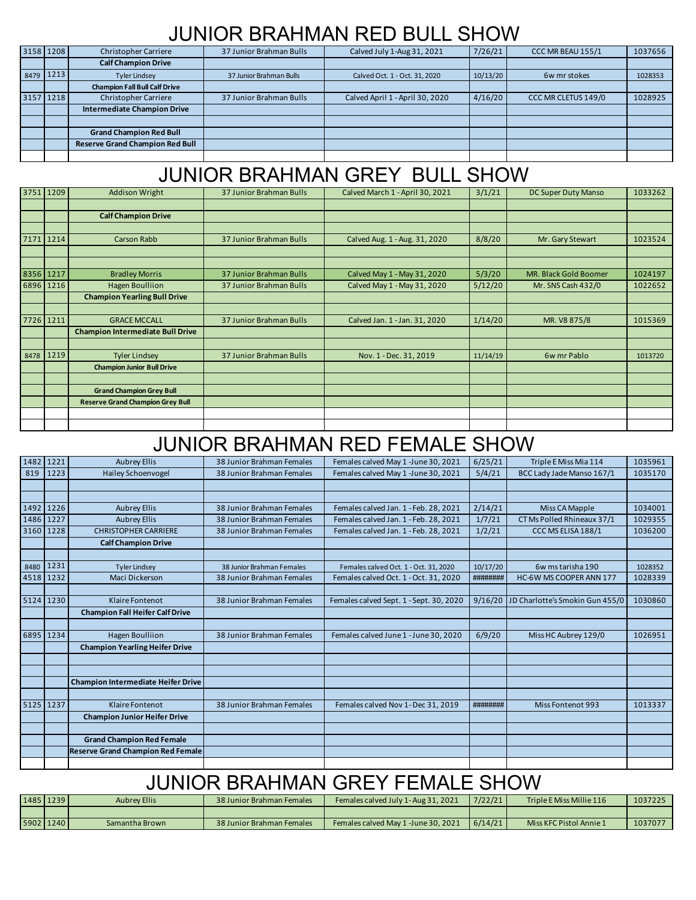# JUNIOR BRAHMAN RED BULL SHOW

| | | | | | | | |
|---|---|---|---|---|---|---|---|
| 3158 | 1208 | Christopher Carriere | 37 Junior Brahman Bulls | Calved July 1-Aug 31, 2021 | 7/26/21 | CCC MR BEAU 155/1 | 1037656 |
| | | **Calf Champion Drive** | | | | | |
| 8479 | 1213 | Tyler Lindsey | 37 Junior Brahman Bulls | Calved Oct. 1 - Oct. 31, 2020 | 10/13/20 | 6w mr stokes | 1028353 |
| | | **Champion Fall Bull Calf Drive** | | | | | |
| 3157 | 1218 | Christopher Carriere | 37 Junior Brahman Bulls | Calved April 1 - April 30, 2020 | 4/16/20 | CCC MR CLETUS 149/0 | 1028925 |
| | | **Intermediate Champion Drive** | | | | | |
| | | | | | | | |
| | | **Grand Champion Red Bull** | | | | | |
| | | **Reserve Grand Champion Red Bull** | | | | | |
| | | | | | | | |

# JUNIOR BRAHMAN GREY BULL SHOW

| | | | | | | | |
|---|---|---|---|---|---|---|---|
| 3751 | 1209 | Addison Wright | 37 Junior Brahman Bulls | Calved March 1 - April 30, 2021 | 3/1/21 | DC Super Duty Manso | 1033262 |
| | | | | | | | |
| | | **Calf Champion Drive** | | | | | |
| | | | | | | | |
| 7171 | 1214 | Carson Rabb | 37 Junior Brahman Bulls | Calved Aug. 1 - Aug. 31, 2020 | 8/8/20 | Mr. Gary Stewart | 1023524 |
| | | | | | | | |
| | | | | | | | |
| 8356 | 1217 | Bradley Morris | 37 Junior Brahman Bulls | Calved May 1 - May 31, 2020 | 5/3/20 | MR. Black Gold Boomer | 1024197 |
| 6896 | 1216 | Hagen Boulliion | 37 Junior Brahman Bulls | Calved May 1 - May 31, 2020 | 5/12/20 | Mr. SNS Cash 432/0 | 1022652 |
| | | **Champion Yearling Bull Drive** | | | | | |
| | | | | | | | |
| 7726 | 1211 | GRACE MCCALL | 37 Junior Brahman Bulls | Calved Jan. 1 - Jan. 31, 2020 | 1/14/20 | MR. V8 875/8 | 1015369 |
| | | **Champion Intermediate Bull Drive** | | | | | |
| | | | | | | | |
| 8478 | 1219 | Tyler Lindsey | 37 Junior Brahman Bulls | Nov. 1 - Dec. 31, 2019 | 11/14/19 | 6w mr Pablo | 1013720 |
| | | **Champion Junior Bull Drive** | | | | | |
| | | | | | | | |
| | | **Grand Champion Grey Bull** | | | | | |
| | | **Reserve Grand Champion Grey Bull** | | | | | |
| | | | | | | | |
| | | | | | | | |

# JUNIOR BRAHMAN RED FEMALE SHOW

| | | | | | | | |
|---|---|---|---|---|---|---|---|
| 1482 | 1221 | Aubrey Ellis | 38 Junior Brahman Females | Females calved May 1 -June 30, 2021 | 6/25/21 | Triple E Miss Mia 114 | 1035961 |
| 819 | 1223 | Hailey Schoenvogel | 38 Junior Brahman Females | Females calved May 1 -June 30, 2021 | 5/4/21 | BCC Lady Jade Manso 167/1 | 1035170 |
| | | | | | | | |
| | | | | | | | |
| 1492 | 1226 | Aubrey Ellis | 38 Junior Brahman Females | Females calved Jan. 1 - Feb. 28, 2021 | 2/14/21 | Miss CA Mapple | 1034001 |
| 1486 | 1227 | Aubrey Ellis | 38 Junior Brahman Females | Females calved Jan. 1 - Feb. 28, 2021 | 1/7/21 | CT Ms Polled Rhineaux 37/1 | 1029355 |
| 3160 | 1228 | CHRISTOPHER CARRIERE | 38 Junior Brahman Females | Females calved Jan. 1 - Feb. 28, 2021 | 1/2/21 | CCC MS ELISA 188/1 | 1036200 |
| | | **Calf Champion Drive** | | | | | |
| | | | | | | | |
| 8480 | 1231 | Tyler Lindsey | 38 Junior Brahman Females | Females calved Oct. 1 - Oct. 31, 2020 | 10/17/20 | 6w ms tarisha 190 | 1028352 |
| 4518 | 1232 | Maci Dickerson | 38 Junior Brahman Females | Females calved Oct. 1 - Oct. 31, 2020 | ######## | HC-6W MS COOPER ANN 177 | 1028339 |
| | | | | | | | |
| 5124 | 1230 | Klaire Fontenot | 38 Junior Brahman Females | Females calved Sept. 1 - Sept. 30, 2020 | 9/16/20 | JD Charlotte's Smokin Gun 455/0 | 1030860 |
| | | **Champion Fall Heifer Calf Drive** | | | | | |
| | | | | | | | |
| 6895 | 1234 | Hagen Boulliion | 38 Junior Brahman Females | Females calved June 1 - June 30, 2020 | 6/9/20 | Miss HC Aubrey 129/0 | 1026951 |
| | | **Champion Yearling Heifer Drive** | | | | | |
| | | | | | | | |
| | | | | | | | |
| | | **Champion Intermediate Heifer Drive** | | | | | |
| | | | | | | | |
| 5125 | 1237 | Klaire Fontenot | 38 Junior Brahman Females | Females calved Nov 1- Dec 31, 2019 | ######## | Miss Fontenot 993 | 1013337 |
| | | **Champion Junior Heifer Drive** | | | | | |
| | | | | | | | |
| | | **Grand Champion Red Female** | | | | | |
| | | **Reserve Grand Champion Red Female** | | | | | |
| | | | | | | | |

# JUNIOR BRAHMAN GREY FEMALE SHOW

| | | | | | | | |
|---|---|---|---|---|---|---|---|
| 1485 | 1239 | Aubrey Ellis | 38 Junior Brahman Females | Females calved July 1- Aug 31, 2021 | 7/22/21 | Triple E Miss Millie 116 | 1037225 |
| | | | | | | | |
| 5902 | 1240 | Samantha Brown | 38 Junior Brahman Females | Females calved May 1 -June 30, 2021 | 6/14/21 | Miss KFC Pistol Annie 1 | 1037077 |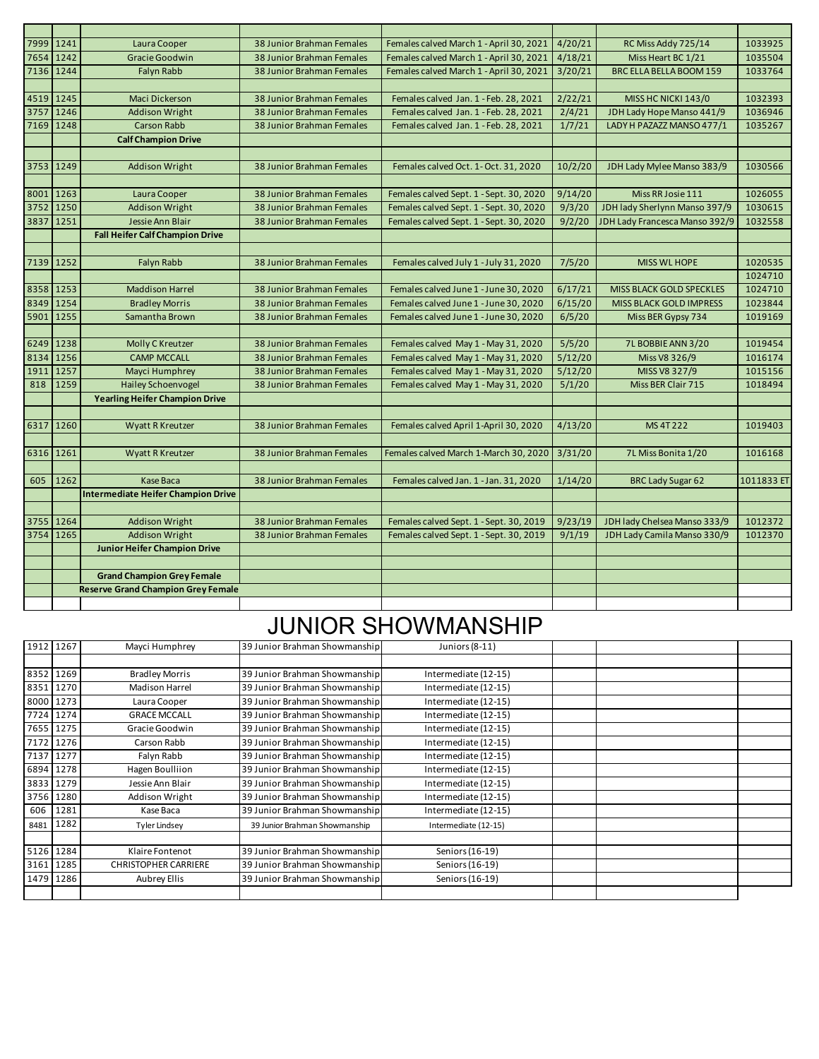| | | | | | | | |
|---|---|---|---|---|---|---|---|
| 7999 | 1241 | Laura Cooper | 38 Junior Brahman Females | Females calved March 1 - April 30, 2021 | 4/20/21 | RC Miss Addy 725/14 | 1033925 |
| 7654 | 1242 | Gracie Goodwin | 38 Junior Brahman Females | Females calved March 1 - April 30, 2021 | 4/18/21 | Miss Heart BC 1/21 | 1035504 |
| 7136 | 1244 | Falyn Rabb | 38 Junior Brahman Females | Females calved March 1 - April 30, 2021 | 3/20/21 | BRC ELLA BELLA BOOM 159 | 1033764 |
| | | | | | | | |
| 4519 | 1245 | Maci Dickerson | 38 Junior Brahman Females | Females calved Jan. 1 - Feb. 28, 2021 | 2/22/21 | MISS HC NICKI 143/0 | 1032393 |
| 3757 | 1246 | Addison Wright | 38 Junior Brahman Females | Females calved Jan. 1 - Feb. 28, 2021 | 2/4/21 | JDH Lady Hope Manso 441/9 | 1036946 |
| 7169 | 1248 | Carson Rabb | 38 Junior Brahman Females | Females calved Jan. 1 - Feb. 28, 2021 | 1/7/21 | LADY H PAZAZZ MANSO 477/1 | 1035267 |
| | | **Calf Champion Drive** | | | | | |
| | | | | | | | |
| 3753 | 1249 | Addison Wright | 38 Junior Brahman Females | Females calved Oct. 1- Oct. 31, 2020 | 10/2/20 | JDH Lady Mylee Manso 383/9 | 1030566 |
| | | | | | | | |
| 8001 | 1263 | Laura Cooper | 38 Junior Brahman Females | Females calved Sept. 1 - Sept. 30, 2020 | 9/14/20 | Miss RR Josie 111 | 1026055 |
| 3752 | 1250 | Addison Wright | 38 Junior Brahman Females | Females calved Sept. 1 - Sept. 30, 2020 | 9/3/20 | JDH lady Sherlynn Manso 397/9 | 1030615 |
| 3837 | 1251 | Jessie Ann Blair | 38 Junior Brahman Females | Females calved Sept. 1 - Sept. 30, 2020 | 9/2/20 | JDH Lady Francesca Manso 392/9 | 1032558 |
| | | **Fall Heifer Calf Champion Drive** | | | | | |
| | | | | | | | |
| 7139 | 1252 | Falyn Rabb | 38 Junior Brahman Females | Females calved July 1 - July 31, 2020 | 7/5/20 | MISS WL HOPE | 1020535 |
| | | | | | | | 1024710 |
| 8358 | 1253 | Maddison Harrel | 38 Junior Brahman Females | Females calved June 1 - June 30, 2020 | 6/17/21 | MISS BLACK GOLD SPECKLES | 1024710 |
| 8349 | 1254 | Bradley Morris | 38 Junior Brahman Females | Females calved June 1 - June 30, 2020 | 6/15/20 | MISS BLACK GOLD IMPRESS | 1023844 |
| 5901 | 1255 | Samantha Brown | 38 Junior Brahman Females | Females calved June 1 - June 30, 2020 | 6/5/20 | Miss BER Gypsy 734 | 1019169 |
| | | | | | | | |
| 6249 | 1238 | Molly C Kreutzer | 38 Junior Brahman Females | Females calved May 1 - May 31, 2020 | 5/5/20 | 7L BOBBIE ANN 3/20 | 1019454 |
| 8134 | 1256 | CAMP MCCALL | 38 Junior Brahman Females | Females calved May 1 - May 31, 2020 | 5/12/20 | Miss V8 326/9 | 1016174 |
| 1911 | 1257 | Mayci Humphrey | 38 Junior Brahman Females | Females calved May 1 - May 31, 2020 | 5/12/20 | MISS V8 327/9 | 1015156 |
| 818 | 1259 | Hailey Schoenvogel | 38 Junior Brahman Females | Females calved May 1 - May 31, 2020 | 5/1/20 | Miss BER Clair 715 | 1018494 |
| | | **Yearling Heifer Champion Drive** | | | | | |
| | | | | | | | |
| 6317 | 1260 | Wyatt R Kreutzer | 38 Junior Brahman Females | Females calved April 1-April 30, 2020 | 4/13/20 | MS 4T 222 | 1019403 |
| | | | | | | | |
| 6316 | 1261 | Wyatt R Kreutzer | 38 Junior Brahman Females | Females calved March 1-March 30, 2020 | 3/31/20 | 7L Miss Bonita 1/20 | 1016168 |
| | | | | | | | |
| 605 | 1262 | Kase Baca | 38 Junior Brahman Females | Females calved Jan. 1 - Jan. 31, 2020 | 1/14/20 | BRC Lady Sugar 62 | 1011833 ET |
| | | **Intermediate Heifer Champion Drive** | | | | | |
| | | | | | | | |
| 3755 | 1264 | Addison Wright | 38 Junior Brahman Females | Females calved Sept. 1 - Sept. 30, 2019 | 9/23/19 | JDH lady Chelsea Manso 333/9 | 1012372 |
| 3754 | 1265 | Addison Wright | 38 Junior Brahman Females | Females calved Sept. 1 - Sept. 30, 2019 | 9/1/19 | JDH Lady Camila Manso 330/9 | 1012370 |
| | | **Junior Heifer Champion Drive** | | | | | |
| | | | | | | | |
| | | **Grand Champion Grey Female** | | | | | |
| | | **Reserve Grand Champion Grey Female** | | | | | |
| | | | | | | | |

# JUNIOR SHOWMANSHIP

| | | | | | | | |
|---|---|---|---|---|---|---|---|
| 1912 | 1267 | Mayci Humphrey | 39 Junior Brahman Showmanship | Juniors (8-11) | | | |
| | | | | | | | |
| 8352 | 1269 | Bradley Morris | 39 Junior Brahman Showmanship | Intermediate (12-15) | | | |
| 8351 | 1270 | Madison Harrel | 39 Junior Brahman Showmanship | Intermediate (12-15) | | | |
| 8000 | 1273 | Laura Cooper | 39 Junior Brahman Showmanship | Intermediate (12-15) | | | |
| 7724 | 1274 | GRACE MCCALL | 39 Junior Brahman Showmanship | Intermediate (12-15) | | | |
| 7655 | 1275 | Gracie Goodwin | 39 Junior Brahman Showmanship | Intermediate (12-15) | | | |
| 7172 | 1276 | Carson Rabb | 39 Junior Brahman Showmanship | Intermediate (12-15) | | | |
| 7137 | 1277 | Falyn Rabb | 39 Junior Brahman Showmanship | Intermediate (12-15) | | | |
| 6894 | 1278 | Hagen Boulliion | 39 Junior Brahman Showmanship | Intermediate (12-15) | | | |
| 3833 | 1279 | Jessie Ann Blair | 39 Junior Brahman Showmanship | Intermediate (12-15) | | | |
| 3756 | 1280 | Addison Wright | 39 Junior Brahman Showmanship | Intermediate (12-15) | | | |
| 606 | 1281 | Kase Baca | 39 Junior Brahman Showmanship | Intermediate (12-15) | | | |
| 8481 | 1282 | Tyler Lindsey | 39 Junior Brahman Showmanship | Intermediate (12-15) | | | |
| | | | | | | | |
| 5126 | 1284 | Klaire Fontenot | 39 Junior Brahman Showmanship | Seniors (16-19) | | | |
| 3161 | 1285 | CHRISTOPHER CARRIERE | 39 Junior Brahman Showmanship | Seniors (16-19) | | | |
| 1479 | 1286 | Aubrey Ellis | 39 Junior Brahman Showmanship | Seniors (16-19) | | | |
| | | | | | | | |